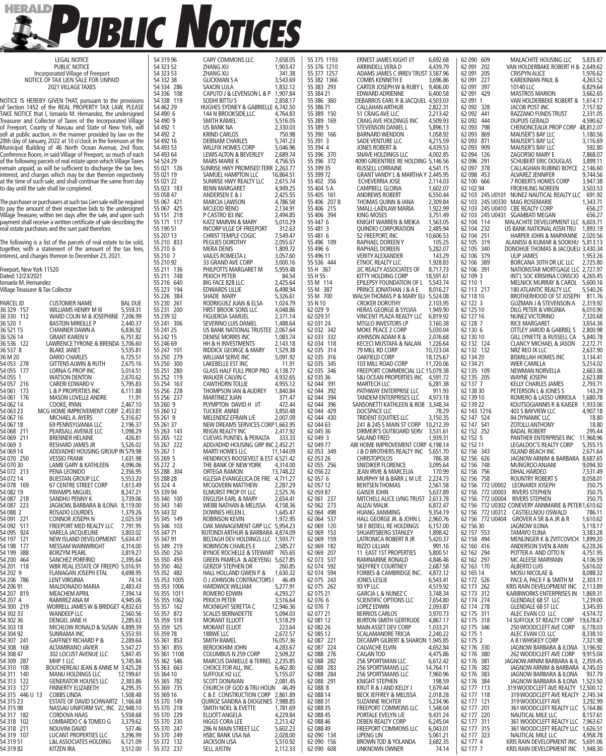# Public Notices

LEGAL NOTICE
PUBLIC NOTICE
Incorporated Village of Freeport
NOTICE OF TAX LIEN SALE FOR UNPAID
2021 VILLAGE TAXES

NOTICE IS HEREBY GIVEN THAT, pursuant to the provisions of Section 1452 of the REAL PROPERTY TAX LAW, PLEASE TAKE NOTICE that I, Ismaela M. Hernandez, the undersigned Treasurer and Collector of Taxes of the Incorporated Village of Freeport, County of Nassau and State of New York, will sell at public auction, in the manner provided by law on the 28th day of January, 2022 at 10 o'clock in the forenoon at the Municipal Building of 46 North Ocean Avenue, 2nd floor, Conference Room, in said Village of Freeport, so much of each of the following parcels of real estate upon which Village Taxes remain unpaid, as will be sufficient to discharge the tax fees, interest, and charges which may be due thereon respectively at the time of such sale, and shall continue the same from day to day until the sale shall be completed.

The purchaser or purchasers at such tax Lien sale will be required to pay the amount of their respective bids to the undersigned Village Treasurer, within ten days after the sale, and upon such payment shall receive a written certificate of sale describing the real estate purchases and the sum paid therefore.

The following is a list of the parcels of real estate to be sold, together, with a statement of the amount of the tax fees, interest, and charges thereon to December 23, 2021.

Freeport, New York 11520
Dated: 12/23/2021
Ismaela M. Hernandez
Village Treasurer & Tax Collector

| PARCEL ID | CUSTOMER NAME | BAL DUE |
|---|---|---|
| 36 329 157 | WILLIAMS HENRY M III | 5,559.31 |
| 36 330 112 | WARD COLIN M & JOSEPHINE | 7,206.99 |
| 36 520 1 | BASTEIN MIREILLE P | 2,440.37 |
| 36 521 15 | CHANNER DAWN A | 6,836.92 |
| 36 526 14 | GRANT KAREN V | 6,751.82 |
| 36 536 122 | LAWRENCE TYRONE & BRENDA | 3,706.60 |
| 36 537 8 | BLAKE JANET | 5,535.81 |
| 36 M 20 | DARIO CHARLES | 6,725.51 |
| 54 053 278 | GITTENS ALWIN & RUTH | 2,675.16 |
| 54 055 177 | LORNA G PROP INC | 5,014.51 |
| 54 055 1 | WATSON DENTON | 2,670.62 |
| 54 057 216 | CARERI EDWARD V | 5,795.83 |
| 54 061 173 | L & P PROPERTIES INC | 6,111.88 |
| 54 061 176 | MASON LOVELLE ANDRE | 11.91 |
| 54 062 14 | COOKE, RYAN | 2,467.10 |
| 54 063 23 | MCG HOME IMPROVEMENT CORP | 2,453.81 |
| 54 067 16 | MICHAEL A. AYERS | 5,316.67 |
| 54 067 18 | 69 PENNSYLVANIA LLC | 2,196.37 |
| 54 068 211 | PEARSALL AVENUE LLC | 1,098.29 |
| 54 069 211 | BRENNER HELAINE | 426.81 |
| 54 069 3 | RESHARD JAMES JR | 5,526.02 |
| 54 069 14 | ADD/ADHD HOUSING GROUP IN | 579.98 |
| 54 070 250 | VESSIO FRANK | 1,631.98 |
| 54 070 30 | LAMB GARY & KATHLEEN | 4,096.06 |
| 54 072 213 | PENA LEONIDO | 2,356.95 |
| 54 072 14 | BUESTAN GROUP LLC | 5,553.20 |
| 54 078 169 | 67 CENTRE STREET CORP | 1,613.49 |
| 54 082 19 | PAYAMPS MIGUEL | 8,247.21 |
| 54 087 218 | SANDHU PENNY K | 3,739.06 |
| 54 087 223 | JAGNOW, BARBARA & ILONA | 8,119.00 |
| 54 088 2 | ROSADO LOURDES | 1,379.26 |
| 54 091 221 | CONNOR JOSEPH N | 2,025.59 |
| 54 092 517 | FREEPORT MED REALTY LLC | 7,791.95 |
| 54 095 924 | VARELA JACQUELINE | 3,803.02 |
| 54 197 121 | NEW ISLAND DEVELOPMENT | 5,634.47 |
| 54 198 177 | MESSAM WAINWRIGHT | 4,314.00 |
| 54 199 388 | BORZYM PEARL | 3,819.27 |
| 54 200 464 | SANCHEZ PORFIRIO | 2,395.64 |
| 54 201 118 | WBR REAL ESTATE OF FREEPO | 5,016.91 |
| 54 202 9 | FLANAGAN JOSEPH ETAL | 4,698.95 |
| 54 206 786 | LENT VIRGINIA | 74.14 |
| 54 206 91 | MALDONADO MARIA | 2,483.43 |
| 54 207 819 | MEACHEM APRIL | 7,394.14 |
| 54 207 4 | RAMIREZ ANA M | 4,945.06 |
| 54 300 219 | WORRELL JAMES W & BRIDGET | 4,832.63 |
| 54 302 33 | WANDEEP LLC | 2,560.56 |
| 54 302 36 | DENGEL JANE H | 2,285.63 |
| 54 303 18 | MICHLOW RONALD & SUSAN | 4,899.39 |
| 54 304 92 | SUNRAMA INC | 5,553.93 |
| 54 307 241 | GAFFNEY RICHARD P & | 2,289.64 |
| 54 308 168 | ALTAMIRANO JAVIER | 5,547.27 |
| 54 308 47 | 302 LOCUST AVENUE LLC | 5,847.45 |
| 54 309 287 | MHP 1 LLC | 5,745.84 |
| 54 310 108 | BOUCHEREAU JEAN & ANNE M | 3,425.28 |
| 54 311 140 | MANU HOLDINGS LLC | 12,199.61 |
| 54 313 122 | GENERATOR HOUSES LLC | 2,383.86 |
| 54 313 127 | FINNERTY ELIZABETH | 4,295.35 |
| 54 315 446 U 13 | COBBS LINDA | 1,508.48 |
| 54 315 23 | ESTATE OF DAVID SCHWARTZ | 1,166.68 |
| 54 315 98 | NASSAU UNIFORM SVC, INC | 22,948.10 |
| 54 317 182 | CORDOVA HAAS | 5,558.68 |
| 54 318 102 | LOMBARDO C & TOMEO G | 3,379.62 |
| 54 318 211 | NOUVINI DAVID | 537.46 |
| 54 319 107 | LUCANT PROPERTIES LLC | 3,296.99 |
| 54 319 51 | L&L ASSOCIATES HOLDING | 6,121.09 |
| 54 319 82 | KITZEN IRA | 3,512.00 |
| 54 319 96 | CARY COMMONS LLC | 7,658.05 |
| 54 323 52 | ZHANG XU | 1,903.47 |
| 54 323 53 | ZHANG XU | 341.38 |
| 54 332 38 | GLICKMAN S A | 3,543.69 |
| 54 334 286 | SAXON LULA | 1,832.12 |
| 54 336 108 | CAPUTO J & LEVENSON L & P | 1,907.84 |
| 54 338 119 | SODHI BITTU S | 2,858.17 |
| 54 462 29 | HUGHES SYDNEY & GABRIELLE | 6,742.50 |
| 54 490 6 | 144 N BROOKSIDE,LLC | 4,764.83 |
| 54 490 9 | SMITH RAMEL | 5,516.05 |
| 54 492 1 | US BANK NA | 2,330.03 |
| 54 492 2 | KRIND CARLOS | 750.98 |
| 54 492 16 | DEBNAM CHARLES | 5,741.23 |
| 54 493 53 | WILLFIX HOMES CORP | 5,046.96 |
| 54 493 64 | LEWIS ALTON & BEVERLEY | 2,689.74 |
| 54 524 29 | MARIE K | 4,756.55 |
| 55 021 126 | SUNRISE HWY PROMISED TERR | 2,263.77 |
| 55 021 19 | SAMUEL HAMPTON LLC | 16,864.51 |
| 55 021 22 | SUNRISE HWY REALTY LLC | 2,615.74 |
| 55 023 183 | BENN MARGARET | 4,949.25 |
| 55 058 47 | ANDERSEN E & J | 2,425.55 |
| 55 067 421 | MARCIA LAWSON | 4,786.58 |
| 55 067 425 | MCLEOD RENO | 2,134.91 |
| 55 151 218 | P CASTRO 83 INC | 2,494.85 |
| 55 171 117 | KATZ MARVIN & MARY | 5,010.29 |
| 55 190 51 | INCORP VLGE OF FREEPORT | 312.63 |
| 55 207 13 | CHRIST TEMPLE COGIC | 7,549.47 |
| 55 210 833 | PEGUES DOROTHY | 2,055.67 |
| 55 210 6 | MERA DENIS | 1,809.72 |
| 55 210 7 | VAILES ROMELTA L | 3,057.60 |
| 55 210 92 | 33 GRAND AVE CORP | 3,000.16 |
| 55 211 136 | PHILPOTTS MARGARET M | 5,959.48 |
| 55 211 748 | PEKICH PETER | 84.54 |
| 55 216 640 | BIG FACE 828 LLC | 2,425.64 |
| 55 223 194 | EDWARDS LILLIE | 6,498.94 |
| 55 226 384 | SHADE MARY | 5,326.61 |
| 55 230 261 | RODRIGUEZ JUAN & ELSA | 1,024.79 |
| 55 231 200 | FIRST BROOK SONS LLC | 4,048.86 |
| 55 239 32 | FIGUEROA SAMUEL | 2,371.14 |
| 55 241 306 | SEVERINO LUIS DANIEL | 1,488.64 |
| 55 241 25 | US BANK NATIONAL TRUSTEE | 2,067.64 |
| 55 242 15 | DENISE MORRIS INC | 1,083.74 |
| 55 246 69 | HH & H INVESTMENTS | 2,143.18 |
| 55 247 101 | RIDDICK GEORGE & MARY | 1,529.38 |
| 55 250 279 | WILLIAM SERVE INC | 5,091.92 |
| 55 250 300 | LAKEBELLE EST INC | 11.91 |
| 55 251 280 | GLASS HALF FULL PROP PRO | 4,138.77 |
| 55 252 119 | WALKER CALVIN C | 4,932.65 |
| 55 254 163 | CAWTHORN TOLLIE | 4,955.12 |
| 55 256 228 | THOMPSON IAN & AUDREY | 1,840.84 |
| 55 256 237 | MARTINEZ JUAN | 371.47 |
| 55 260 9 | PLYMPTON DAVID H I/T | 472.44 |
| 55 260 12 | TUCKER ANNIE | 3,850.48 |
| 55 261 9 | MELENDEZ EFRAIN L/E | 2,007.09 |
| 55 261 37 | NEW DREAMS SERVICES CORP | 1,663.95 |
| 55 263 143 | REIGN REALTY INC | 2,417.92 |
| 55 265 122 | CUEVAS PUNTIEL & PERALTA | 333.33 |
| 55 267 222 | ADD/ADHD HOUSING GRP INC | 2,452.21 |
| 55 267 1 | MARTI HOMES LLC | 11,144.09 |
| 55 269 5 | HENDRICKS ROOSEVELT & EST | 4,521.42 |
| 55 272 2 | THE BANK OF NEW YORK | 4,314.00 |
| 55 288 304 | ORTEGA RAMON | 13,748.22 |
| 55 288 28 | IGLESIA EVANGELICA DE FRE | 4,711.27 |
| 55 324 4 | MCGOVERN MATTHEW | 2,287.29 |
| 55 339 94 | ELMURST PROP 01 LLC | 2,525.76 |
| 55 340 100 | ENGLISH EARL & MARY | 2,654.41 |
| 55 343 140 | WEBB NATHAN & MELISSA | 4,158.36 |
| 55 343 32 | DOWNES HELEN L | 1,645.47 |
| 55 345 149 | ROBINSON KEVIN | 1,972.95 |
| 55 346 103 | OAK MANAGEMENT GRP LLC | 5,954.23 |
| 55 347 71 | ROTONDI ARTHUR & BARBARA | 4,874.09 |
| 55 347 91 | BELTAGH DEV HOLDINGS LLC | 1,593.71 |
| 55 349 219 | ROBINSON CHARLES E | 2,585.27 |
| 55 350 250 | BYNOE ROCHELLE & STEWART | 765.65 |
| 55 350 459 | GREEN PAMELA & ADEYENU | 5,627.85 |
| 55 350 462 | GERZOF STEPHEN DR | 260.85 |
| 55 352 482 | HALL HOLLAND GWEN P. & | 1,630.32 |
| 55 353 1005 | O J JOHNSON CONTRACTORS I | 46.49 |
| 55 353 1006 | HARDWICK WILLIAM | 5,277.91 |
| 55 355 1011 | ROMERO EDWIN | 4,293.27 |
| 55 355 1062 | PEKICH PETER | 3,516.64 |
| 55 357 162 | MCKNIGHT SERETTA C | 12,946.36 |
| 55 357 872 | SCALES BERNADETTE | 5,094.03 |
| 55 359 518 | MORANT ELLIOTT | 1,518.29 |
| 55 359 525 | MORANT ELLIOT | 223.64 |
| 55 359 78 | 188WE LLC | 2,672.57 |
| 55 361 853 | SMITH RAMEL | 16,057.36 |
| 55 361 855 | BEROOKHIM JOHN | 4,283.67 |
| 55 361 1108 | COLUMBUS N 259 CORP | 2,509.22 |
| 55 362 546 | MARCUS DANIELLE & TERREL | 2,235.85 |
| 55 363 663 | CHOICE FOR ALL, INC. | 6,462.80 |
| 55 364 10 | SUFFOLK H2 LLC | 5,155.07 |
| 55 365 782 | SCOTT DONAVAN | 2,081.45 |
| 55 369 735 | CHURCH OF GOD & TRU HOLIN | 46.49 |
| 55 369 16 | C & E CONSTRUCTION CORP | 2,861.89 |
| 55 370 149 | QUIROZ SANDRA & DIOGENES | 7,988.85 |
| 55 370 218 | SMITH NOEL & EVETTE | 1,781.69 |
| 55 370 229 | ELLIOTT ANGELA | 4,229.84 |
| 55 370 230 | HIGGS CORA LEE | 2,213.42 |
| 55 370 247 | 286 N MAIN STREET LLC | 5,602.23 |
| 55 370 249 | HSBC BANK USA NA | 2,028.00 |
| 55 372 132 | JACKSON LISA | 5,510.92 |
| 55 372 237 | SELL JUSTIN | 2,112.33 |
| 55 375 1193 | ERNEST JAMES KIGHT I/T | 6,692.68 |
| 55 376 1210 | ARRINDELL VERA D | 4,439.79 |
| 55 377 1257 | ADAMS JAMES C IRREV TRUST | 3,587.96 |
| 55 382 1366 | COMBS KENNETH E | 3,696.86 |
| 55 383 293 | CARTER JOSEPH W & RUBY L | 9,406.00 |
| 55 384 21 | EDWARD ADRIENNE | 6,400.58 |
| 55 386 360 | DEBARROS EARL R & JACQUEL | 4,503.03 |
| 55 386 71 | CALLAHAN ARTHUR | 2,822.31 |
| 55 389 150 | 51 CRAIG AVE LLC | 2,213.42 |
| 55 389 169 | CRAIG AVE HOLDINGS INC | 4,509.93 |
| 55 389 5 | STEVENSON DANIEL L | 5,896.13 |
| 55 390 166 | BARNARD WENDON | 1,058.92 |
| 55 391 3 | SADE VENTURE LLC | 4,215.59 |
| 55 394 4 | JONES ROBERT & | 4,439.53 |
| 55 396 370 | SNAVE HOLDINGS LLC | 4,002.85 |
| 55 396 372 | 4090 GREENTREE RE HOLDING | 5,146.56 |
| 55 399 35 | RUSSELL LORRAINE | 4,541.15 |
| 55 399 72 | GRANT VANDY L & MARTHA Y | 2,445.95 |
| 55 402 356 | ECHEVERRIA JOSE | 2,114.03 |
| 55 404 5 A | CAMPBELL GLORIA | 1,602.07 |
| 55 405 161 | ANDREWS ROBERT | 6,550.44 |
| 55 406 207 B | THOMAS QUINN & IANA | 2,309.84 |
| 55 406 215 | SMALL-LAIDLAW MARIA | 1,922.99 |
| 55 406 394 | KING MOSES | 3,751.49 |
| 55 447 6 | KNIGHT WARREN & MEIKA | 1,563.05 |
| 55 481 3 | QUINDIO CORPORATION | 2,485.94 |
| 55 481 6 | 52 FREEPORT, INC | 10,606.53 |
| 55 496 109 | RAPHAEL DOREEN Y | 105.25 |
| 55 496 6 | RAPHAEL DOREEN | 5,282.07 |
| 55 496 11 | VERITY ALEXANDER | 143.29 |
| 55 536 444 | ETNOC REALTY LLC | 1,928.83 |
| 55 H 367 | JJC REALTY ASSOCIATES OF | 8,717.73 |
| 55 H 55 | KITTY HOLDING CORP | 18,591.61 |
| 55 M 114 | EPILEPSY FOUNDATION OF L | 5,543.74 |
| 55 M 387 | PRINCE JONATHAN J & A E | 8,016.27 |
| 55 M 700 | WALSH THOMAS P & MARY ELI | 5,524.08 |
| 55 N 10 | CROKER DOROTHY | 2,103.95 |
| 62 029 9 | HERAS GEORGE & SYLVIA | 1,949.90 |
| 62 029 31 | VINCENT PLAZA REALTY LLC | 6,819.92 |
| 62 031 24 | MTGLO INVESTORS LP | 3,160.38 |
| 62 032 342 | MOKE PEACE 2 CORP | 5,030.04 |
| 62 033 332 | JOHNSON ADAM R & | 2,076.68 |
| 62 033 118 | KECECI MUSTAFA & NALAN | 1,226.64 |
| 62 034 314 | 79 MILL RD CORP | 10,723.04 |
| 62 035 316 | OAKFIELD CORP | 18,125.67 |
| 62 035 345 | 103 MILL ROAD CORP | 11,720.06 |
| 62 035 346 | FREEPORT COMMERCIAL LLC | 15,079.38 |
| 62 035 36 | S&J OCEAN PROPERTIES INC | 4,591.72 |
| 62 044 391 | MARTECH LLC | 6,281.38 |
| 62 044 392 | PATHWAY ENTERPRISE LLC | 911.93 |
| 62 044 394 | TANDEM ENTERPRISES LLC | 4,973.18 |
| 62 044 396 | SANSONETTI KATHLEEN & ROB | 3,348.34 |
| 62 044 429 | DOCSPACE LLC | 78.29 |
| 62 044 430 | TRIDENT EQUITIES LLC | 3,150.35 |
| 62 044 63 | 241 & 245 S MAIN ST CORP | 10,212.39 |
| 62 045 36 | DIRMEIR'S OUTBOARD SERV | 3,531.61 |
| 62 049 3 | SALAND FRED | 1,939.31 |
| 62 049 77 | AIB HOME IMPROVEMENT CORP | 4,198.14 |
| 62 053 349 | J & D BROTHERS REALTY INC | 5,651.70 |
| 62 053 26 | CHRISTOPOLOS | 786.38 |
| 62 055 256 | SNEDIKER FLORENCE | 3,095.64 |
| 62 056 22 | JEAN IRVIE & MARCELIA | 170.99 |
| 62 057 6 | MURPHY M & BARR J, M L/E | 2,224.73 |
| 62 057 12 | BENTSEN THOMAS | 2,561.58 |
| 62 059 87 | GAISER JOHN | 5,637.89 |
| 62 061 237 | MITCHELL ALICE LVNG TRUST | 2,613.78 |
| 62 062 273 | ALIZAI MALIK | 6,872.47 |
| 62 064 498 | HUANG JIANMING | 9,354.19 |
| 62 064 537 | HALL GEORGE JR. & JOHN L | 2,960.76 |
| 62 069 120 | 58 E BEDELL RE HOLDINGS | 6,157.00 |
| 62 069 153 | SHUARTSBERG STANLEY | 1,898.42 |
| 62 069 159 | LATRONICA ROBERT R JR | 5,420.37 |
| 62 069 182 | RIZZO LILLIAN | 991.16 |
| 62 069 207 | 11 EAST 1ST PROPERTIES | 5,800.51 |
| 62 073 537 | RAMNARINE RONALD | 4,846.46 |
| 62 074 592 | SKEFFREY COURTNEY | 2,687.58 |
| 62 074 594 | FORBES & CAMBRIDGE INC. | 4,872.12 |
| 62 075 243 | JONES LESLIE | 6,543.41 |
| 62 075 262 | 93 YP LLC | 4,519.92 |
| 62 075 21 | GARCIA L & NUNEZ C | 3,748.34 |
| 62 076 6 | SCIENTIFIC OPTIONS LLC | 7,654.80 |
| 62 076 7 | LOPEZ EDWIN | 2,093.87 |
| 62 077 21 | BERRIOS CARLOS | 3,970.73 |
| 62 081 12 | BURTON-SMITH GERTRUDE | 4,867.17 |
| 62 082 26 | MAIN ASSET DEV CORP | 1,033.21 |
| 62 085 12 | SCALAMANDRE TRICIA | 2,240.22 |
| 62 087 221 | DECAMPI GILBERT & SHARON | 1,945.85 |
| 62 087 224 | CALVACHE ELVIN | 4,652.84 |
| 62 088 276 | CAGAN TOD | 4,475.86 |
| 62 088 282 | 256 SPORTSMAN LLC | 6,612.42 |
| 62 088 283 | 256 SPORTSMANS LLC | 14,764.11 |
| 62 088 284 | 256 SPORTSMANS LLC | 7,960.96 |
| 62 088 291 | KNIGHT STEPHEN | 198.59 |
| 62 088 8 | KRUT R & J AND KELLY J | 1,679.44 |
| 62 088 14 | BECK JEFFREY & MELISSA | 2,018.28 |
| 62 088 31 | SUZANNE RICHTER | 5,234.96 |
| 62 088 35 | FREEPORT COMMONS LLC | 1,548.04 |
| 62 088 45 | PORTALE EVELYN L/E | 9,431.24 |
| 62 088 46 | DEBEN REALTY CORP | 6,245.04 |
| 62 088 49 | FREEPORT COMMONS LLC | 6,043.01 |
| 62 090 134 | LIPENG LIN | 5,061.21 |
| 62 090 156 | BROWN TOD & YOLANDA | 3,682.35 |
| 62 090 608 | UNKNOWN OWNER | 74.14 |
| 62 090 609 | MALACHITE HOUSING LLC | 5,835.87 |
| 62 091 202 | VAN HOLDERBAKE ROBERT H & | 2,649.62 |
| 62 091 205 | CRISPYN ALICE | 1,976.62 |
| 62 091 227 | KAREKINIAN PAUL & | 4,263.52 |
| 62 091 397 | 10140 LLC | 6,829.64 |
| 62 091 429 | MASTROS MARION | 3,662.65 |
| 62 091 1 | VAN HOLDERBEKE ROBERT & | 1,614.17 |
| 62 092 328 | JACOB POST INC | 7,157.82 |
| 62 092 441 | RAZZANO FUNDS TRUST | 2,331.05 |
| 62 092 444 | DUPUIS GERALD | 4,590.62 |
| 62 092 798 | CHENONCEAUX PROP CORP | 48,812.07 |
| 62 093 869 | MAUSER'S BAY LLC | 1,180.56 |
| 62 093 871 | MAUSER'S BAY LLC | 3,116.69 |
| 62 093 909 | MAUSER'S BAY LLC | 592.80 |
| 62 094 126 | ZAGORSKI MARY E | 7,868.07 |
| 62 096 291 | SCHUBERT ERIC DOUGLAS | 3,899.11 |
| 62 097 378 | CALLAGHAN RUBINO BOYCE | 2,146.60 |
| 62 098 453 | ALVAREZ JENNIFER | 9,744.56 |
| 62 100 666 | 7 ROBERTS HOMES CORP | 3,947.38 |
| 62 102 94 | FROEHLING NOREEN | 3,503.53 |
| 62 103 245 U0101 | NUNEZ NAUTICAL REALTY LLC | 691.92 |
| 62 103 245 U0330 | MAG ROSEMARIE | 1,343.71 |
| 62 103 245 U0410 | CBE REALTY CORP | 656.27 |
| 62 103 245 U0431 | SGAMBATI MEGAN | 656.27 |
| 62 104 114 | MALACHITE DEVELOPMENT LLC | 6,603.71 |
| 62 104 232 | US BANK NATIONAL ASSN TRU | 1,893.19 |
| 62 104 251 | HARPER JOHN & MARYANNE | 2,020.56 |
| 62 105 319 | ALANISSI & KUMAR & SOOKHU | 5,813.13 |
| 62 105 340 | DONOHUE THOMAS & JACQUELI | 3,430.34 |
| 62 106 379 | ULIP JAMES | 1,953.26 |
| 62 106 389 | BORCANA 30TH DR LIC LLC | 2,725.80 |
| 62 106 391 | NATIONSTAR MORTGAGE LLC | 2,727.97 |
| 62 109 3 | INT'L SOC KRISHNA CONSCIO | 4,265.45 |
| 62 110 1 | MELNICK MURRAY & CAROL | 5,600.16 |
| 62 113 217 | 180 ATLANTIC REALTY LLC | 5,540.26 |
| 62 118 10 | BROTHERHOOD OF ST JOSEPH | 811.76 |
| 62 122 3 | GUZMAN J & STEVENSON A | 2,319.92 |
| 62 125 10 | DILG PETER & VIRGINIA | 6,010.90 |
| 62 127 16 | NUNEZ VICTORINO | 7,320.68 |
| 62 128 7 | RICE MARGARET | 3,654.36 |
| 62 130 6 | OTTLEY JAROD & GABRIEL S | 2,800.98 |
| 62 130 10 | GILL LYNETTE & RUSSELL CA | 5,840.78 |
| 62 132 124 | CLANCY MICHAEL & JASON | 2,272.71 |
| 62 132 132 | NRZ REO IX LLC | 2,637.90 |
| 62 134 20 | BISMILLAH HOMES INC | 3,134.41 |
| 62 134 21 | WIER CAMILLA | 5,214.02 |
| 62 135 109 | NEWMAN NORVELLA | 2,663.06 |
| 62 135 205 | WAYNE JOSEPH | 2,623.88 |
| 62 137 7 | KELLY CHARLES JAMES | 2,793.71 |
| 62 138 30 | PETERSON L & JONES S | 143.29 |
| 62 139 10 | ROMERO & LASSO URRIOLA | 1,680.78 |
| 62 139 22 | KOUTSOGIANNIS R & KAISER | 1,933.06 |
| 62 143 1216 | 403 S BAYVIEW LLC | 4,907.18 |
| 62 147 524 | 84 DYNAMIC LLC | 18.80 |
| 62 147 541 | ZOTOLLI ANTHONY | 18.80 |
| 62 152 252 | BADAL ROBERT | 295.44 |
| 62 152 5 | PANTHER ENTERPRISES INC | 11,968.96 |
| 62 152 11 | LEGALDOC'S REALTY CORP | 5,355.15 |
| 62 156 343 | ISLAND BEACH INC | 2,671.64 |
| 62 156 626 | JAGNOW ARNIM & BARBARA | 8,687.65 |
| 62 156 748 | MUNGROO ANJANI | 9,094.30 |
| 62 156 756 | DIHAL HARDEO | 7,531.49 |
| 62 156 758 | ROUNTRY ROBERT S | 8,058.01 |
| 62 156 772 U0002 | LEONARDI JOSEPH | 350.75 |
| 62 156 772 U0003 | RIVERS STEPHEN | 350.75 |
| 62 156 772 U0004 | RIVERS STEPHEN | 350.75 |
| 62 156 772 U0302 | CONEVERY ANNMARIE & PETER | 1,610.62 |
| 62 156 772 U0312 | CASTIELLNOU OSWALD | 786.11 |
| 62 156 772 U0404 | GROVER A SR & A JR & R | 1,610.62 |
| 62 156 30 | JAGNOW ILONA | 5,118.17 |
| 62 157 553 | TAMAYO ELINA | 3,383.28 |
| 62 158 494 | MENLINGER K & ZVITCOVICH | 1,899.20 |
| 62 160 416 | ANDERSON SVEN & ANN | 6,228.26 |
| 62 162 294 | POTTER A AND OTTO N | 4,751.95 |
| 62 162 297 | MC ALEESE MARYANN | 4,106.59 |
| 62 163 170 | ALBERTO LUIS | 5,616.02 |
| 62 165 14 | MOSU NICOLAE & | 8,088.32 |
| 62 172 526 | PACE A, PACE F & SMITH M | 2,303.11 |
| 62 173 262 | KRIS RAIN DEVELOPMENT INC | 2,113.89 |
| 62 173 312 | KARIBWORKS ENTERPRISES IN | 1,869.31 |
| 62 174 274 | GLENDALE 68 ST LLC | 1,239.00 |
| 62 174 278 | GLENDALE 68 ST LLC | 3,345.93 |
| 62 175 311 | ALEC EVAN CO LLC | 4,574.72 |
| 62 175 318 | 14 SUFFOLK ST REALTY CORP | 19,678.67 |
| 62 175 346 | 250 WOODCLEFT AVE CORP | 6,778.03 |
| 62 175 1 | ALEC EVAN CO. LLC | 8,338.10 |
| 62 175 2 | A B I WHISKEY CORP | 7,321.98 |
| 62 176 330 | JAGNOW BARBARA & ILONA | 3,196.92 |
| 62 176 380 | 262 WOODCLEFT AVE CORP | 9,915.04 |
| 62 176 381 | JAGNOW ARNIM BARBARA & IL | 2,359.45 |
| 62 176 382 | JAGNOW ARNIM & BARBARA | 4,745.03 |
| 62 176 383 | JAGNOW BARBARA & ILONA | 937.79 |
| 62 176 384 | JAGNOW BARBARA & ILONA | 1,523.50 |
| 62 177 113 | 319 WOODCLEFT AVE REALTY | 12,500.12 |
| 62 177 118 | 319 WOODCLEFT AVE REALTY | 2,745.34 |
| 62 177 121 | 319 WOODCLEFT AVE | 3,292.99 |
| 62 177 201 | 361 WOODCLEFT REALTY LLC | 5,164.86 |
| 62 177 220 | NAUTICAL MILE LLC | 8,157.61 |
| 62 177 311 | 361 WOODCLEFT REALTY LLC | 7,963.67 |
| 62 177 315 | 361 WOODCLEFT REALTY LLC | 1,626.51 |
| 62 177 323 | NAUTICAL MILE LLC | 4,958.78 |
| 62 177 4 | KRIS RAIN DEVELOPMENT INC | 5,691.06 |
| 62 177 7 | KRIS RAIN DEVELOPMENT INC | 1,948.30 |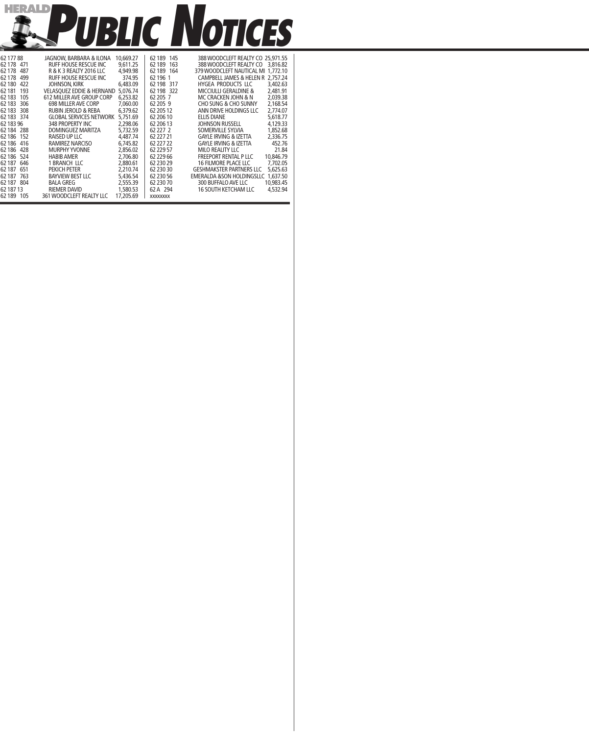# HERALD PUBLIC NOTICES

| | | |
|---|---|---|
| 62 177 88 | JAGNOW, BARBARA & ILONA | 10,669.27 |
| 62 178 471 | RUFF HOUSE RESCUE INC | 9,611.25 |
| 62 178 487 | R & K 3 REALTY 2016 LLC | 4,949.98 |
| 62 178 499 | RUFF HOUSE RESCUE INC | 374.95 |
| 62 180 422 | JOHNSON, KIRK | 6,483.09 |
| 62 181 193 | VELASQUEZ EDDIE & HERNAND | 5,076.74 |
| 62 183 105 | 612 MILLER AVE GROUP CORP | 6,253.82 |
| 62 183 306 | 698 MILLER AVE CORP | 7,060.00 |
| 62 183 308 | RUBIN JEROLD & REBA | 6,379.62 |
| 62 183 374 | GLOBAL SERVICES NETWORK | 5,751.69 |
| 62 183 96 | 348 PROPERTY INC | 2,298.06 |
| 62 184 288 | DOMINGUEZ MARITZA | 5,732.59 |
| 62 186 152 | RAISED UP LLC | 4,487.74 |
| 62 186 416 | RAMIREZ NARCISO | 6,745.82 |
| 62 186 428 | MURPHY YVONNE | 2,856.02 |
| 62 186 524 | HABIB AMER | 2,706.80 |
| 62 187 646 | 1 BRANCH LLC | 2,880.61 |
| 62 187 651 | PEKICH PETER | 2,210.74 |
| 62 187 763 | BAYVIEW BEST LLC | 5,436.54 |
| 62 187 804 | BALA GREG | 2,555.39 |
| 62 187 13 | RIEMER DAVID | 1,580.53 |
| 62 189 105 | 361 WOODCLEFT REALTY LLC | 17,205.69 |
| 62 189 145 | 388 WOODCLEFT REALTY CO | 25,971.55 |
| 62 189 163 | 388 WOODCLEFT REALTY CO | 3,816.82 |
| 62 189 164 | 379 WOODCLEFT NAUTICAL MI | 1,772.10 |
| 62 196 1 | CAMPBELL JAMES & HELEN R | 2,757.24 |
| 62 198 317 | HYGEA PRODUCTS LLC | 3,402.63 |
| 62 198 322 | MICCIULLI GERALDINE & | 2,481.91 |
| 62 205 7 | MC CRACKEN JOHN & N | 2,039.38 |
| 62 205 9 | CHO SUNG & CHO SUNNY | 2,168.54 |
| 62 205 12 | ANN DRIVE HOLDINGS LLC | 2,774.07 |
| 62 206 10 | ELLIS DIANE | 5,618.77 |
| 62 206 13 | JOHNSON RUSSELL | 4,129.33 |
| 62 227 2 | SOMERVILLE SYLVIA | 1,852.68 |
| 62 227 21 | GAYLE IRVING & IZETTA | 2,336.75 |
| 62 227 22 | GAYLE IRVING & IZETTA | 452.76 |
| 62 229 57 | MILO REALTY LLC | 21.84 |
| 62 229 66 | FREEPORT RENTAL P LLC | 10,846.79 |
| 62 230 29 | 16 FILMORE PLACE LLC | 7,702.05 |
| 62 230 30 | GESHMAKSTER PARTNERS LLC | 5,625.63 |
| 62 230 56 | EMERALDA &SON HOLDINGSLLC | 1,637.50 |
| 62 230 70 | 300 BUFFALO AVE LLC | 10,983.45 |
| 62 A 294 | 16 SOUTH KETCHAM LLC | 4,532.94 |

xxxxxxxx